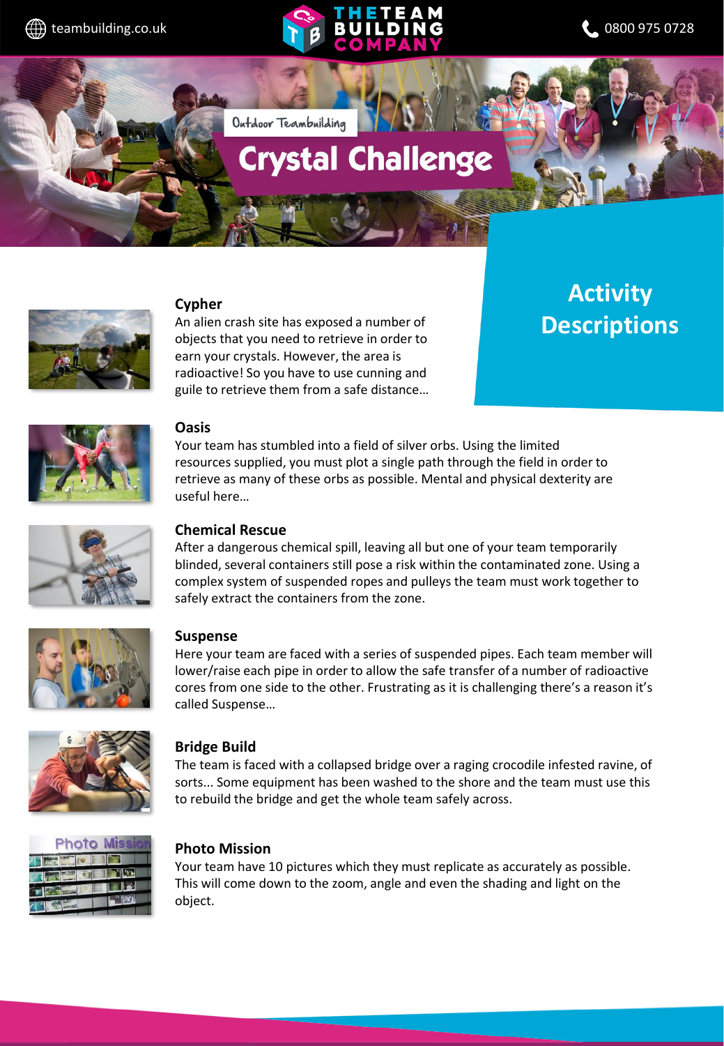teamabuilding.co.uk

THE TEAM BUILDING COMPANY

0800 975 0728

Outdoor Teambuilding

# Crystal Challenge

## Activity Descriptions

### Cypher

An alien crash site has exposed a number of objects that you need to retrieve in order to earn your crystals. However, the area is radioactive! So you have to use cunning and guile to retrieve them from a safe distance…

### Oasis

Your team has stumbled into a field of silver orbs. Using the limited resources supplied, you must plot a single path through the field in order to retrieve as many of these orbs as possible. Mental and physical dexterity are useful here…

### Chemical Rescue

After a dangerous chemical spill, leaving all but one of your team temporarily blinded, several containers still pose a risk within the contaminated zone. Using a complex system of suspended ropes and pulleys the team must work together to safely extract the containers from the zone.

### Suspense

Here your team are faced with a series of suspended pipes. Each team member will lower/raise each pipe in order to allow the safe transfer of a number of radioactive cores from one side to the other. Frustrating as it is challenging there's a reason it's called Suspense…

### Bridge Build

The team is faced with a collapsed bridge over a raging crocodile infested ravine, of sorts... Some equipment has been washed to the shore and the team must use this to rebuild the bridge and get the whole team safely across.

### Photo Mission

Your team have 10 pictures which they must replicate as accurately as possible. This will come down to the zoom, angle and even the shading and light on the object.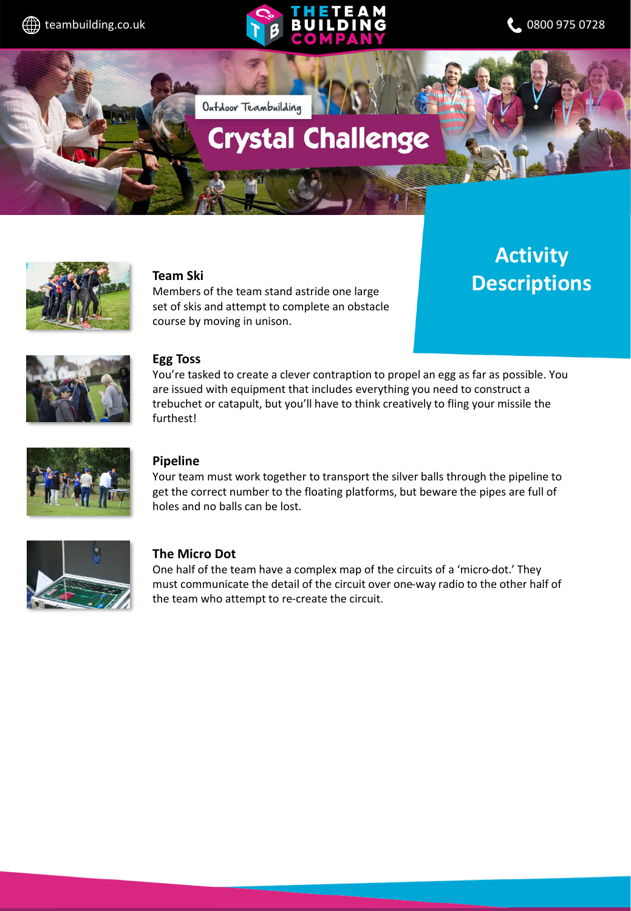Outdoor Teambuilding

# Crystal Challenge

## Activity Descriptions

### Team Ski

Members of the team stand astride one large set of skis and attempt to complete an obstacle course by moving in unison.

### Egg Toss

You're tasked to create a clever contraption to propel an egg as far as possible. You are issued with equipment that includes everything you need to construct a trebuchet or catapult, but you'll have to think creatively to fling your missile the furthest!

### Pipeline

Your team must work together to transport the silver balls through the pipeline to get the correct number to the floating platforms, but beware the pipes are full of holes and no balls can be lost.

### The Micro Dot

One half of the team have a complex map of the circuits of a 'micro-dot.' They must communicate the detail of the circuit over one-way radio to the other half of the team who attempt to re-create the circuit.